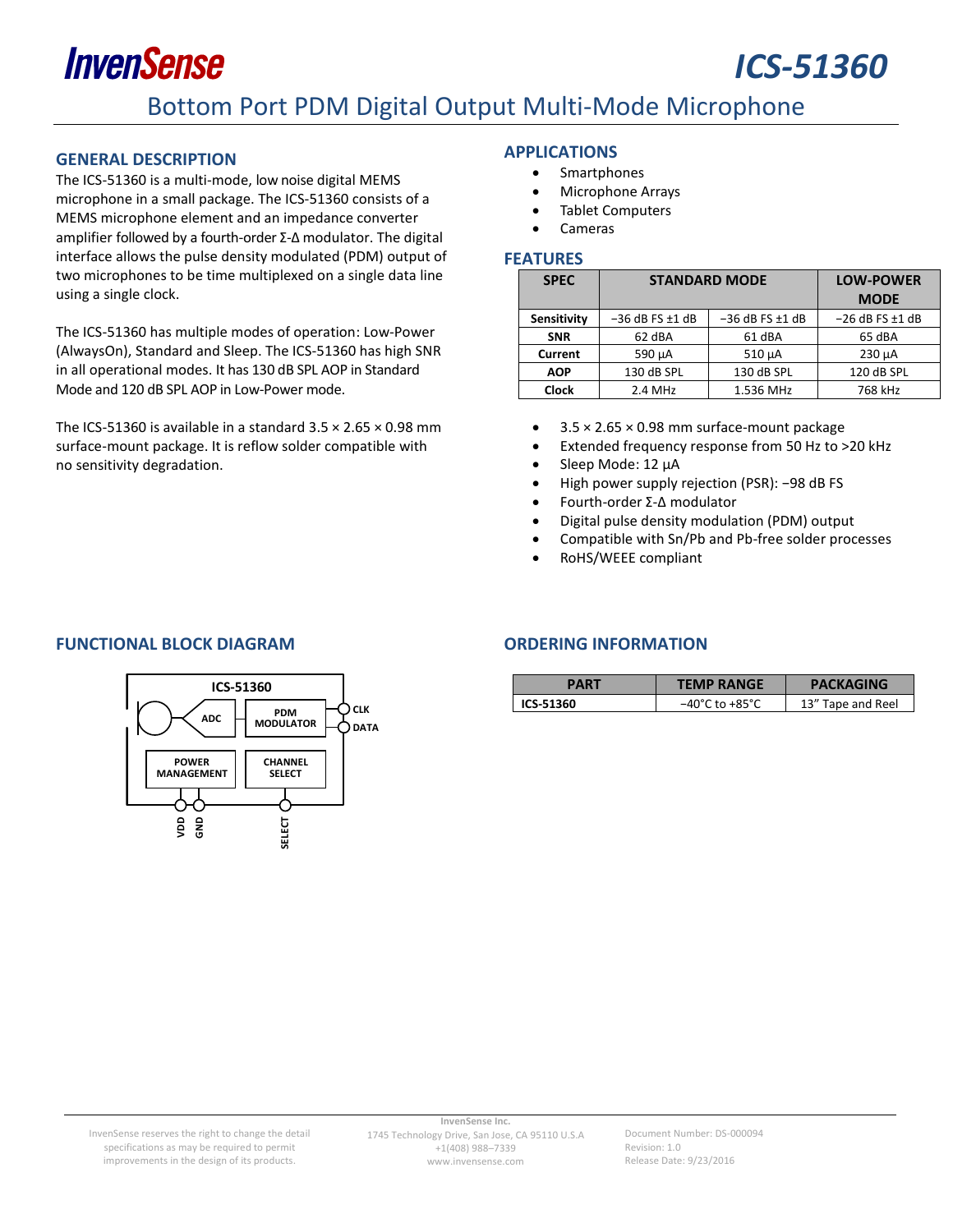# ICS-51360

## Bottom Port PDM Digital Output Multi-Mode Microphone

## GENERAL DESCRIPTION

The ICS-51360 is a multi-mode, low noise digital MEMS microphone in a small package. The ICS-51360 consists of a MEMS microphone element and an impedance converter amplifier followed by a fourth-order Σ-Δ modulator. The digital interface allows the pulse density modulated (PDM) output of two microphones to be time multiplexed on a single data line using a single clock.

The ICS-51360 has multiple modes of operation: Low-Power (AlwaysOn), Standard and Sleep. The ICS-51360 has high SNR in all operational modes. It has 130 dB SPL AOP in Standard Mode and 120 dB SPL AOP in Low-Power mode.

The ICS-51360 is available in a standard 3.5 × 2.65 × 0.98 mm surface-mount package. It is reflow solder compatible with no sensitivity degradation.

## APPLICATIONS

- Smartphones
- Microphone Arrays
- Tablet Computers
- Cameras

## FEATURES

| SPEC | STANDARD MODE | | LOW-POWER MODE |
|---|---|---|---|
| Sensitivity | −36 dB FS ±1 dB | −36 dB FS ±1 dB | −26 dB FS ±1 dB |
| SNR | 62 dBA | 61 dBA | 65 dBA |
| Current | 590 µA | 510 µA | 230 µA |
| AOP | 130 dB SPL | 130 dB SPL | 120 dB SPL |
| Clock | 2.4 MHz | 1.536 MHz | 768 kHz |

- 3.5 × 2.65 × 0.98 mm surface-mount package
- Extended frequency response from 50 Hz to >20 kHz
- Sleep Mode: 12 µA
- High power supply rejection (PSR): −98 dB FS
- Fourth-order Σ-Δ modulator
- Digital pulse density modulation (PDM) output
- Compatible with Sn/Pb and Pb-free solder processes
- RoHS/WEEE compliant

## FUNCTIONAL BLOCK DIAGRAM

ICS-51360

ADC | PDM MODULATOR | CLK | DATA | POWER MANAGEMENT | CHANNEL SELECT | VDD | GND | SELECT

## ORDERING INFORMATION

| PART | TEMP RANGE | PACKAGING |
|---|---|---|
| ICS-51360 | −40°C to +85°C | 13" Tape and Reel |

InvenSense reserves the right to change the detail specifications as may be required to permit improvements in the design of its products.

InvenSense Inc.
1745 Technology Drive, San Jose, CA 95110 U.S.A
+1(408) 988–7339
www.invensense.com

Document Number: DS-000094
Revision: 1.0
Release Date: 9/23/2016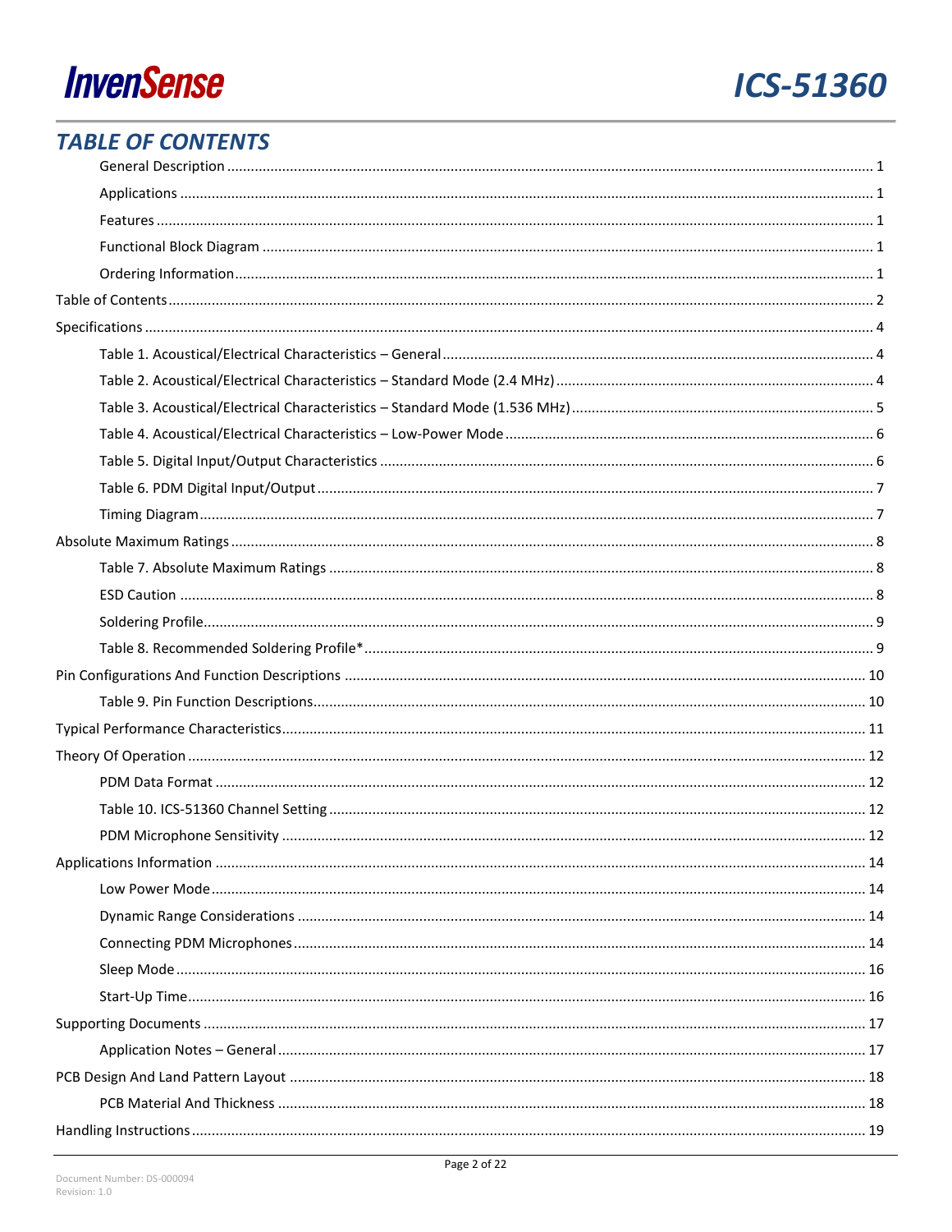## TABLE OF CONTENTS

- General Description ........ 1
- Applications ........ 1
- Features ........ 1
- Functional Block Diagram ........ 1
- Ordering Information ........ 1

Table of Contents ........ 2

Specifications ........ 4

- Table 1. Acoustical/Electrical Characteristics – General ........ 4
- Table 2. Acoustical/Electrical Characteristics – Standard Mode (2.4 MHz) ........ 4
- Table 3. Acoustical/Electrical Characteristics – Standard Mode (1.536 MHz) ........ 5
- Table 4. Acoustical/Electrical Characteristics – Low-Power Mode ........ 6
- Table 5. Digital Input/Output Characteristics ........ 6
- Table 6. PDM Digital Input/Output ........ 7
- Timing Diagram ........ 7

Absolute Maximum Ratings ........ 8

- Table 7. Absolute Maximum Ratings ........ 8
- ESD Caution ........ 8
- Soldering Profile ........ 9
- Table 8. Recommended Soldering Profile* ........ 9

Pin Configurations And Function Descriptions ........ 10

- Table 9. Pin Function Descriptions ........ 10

Typical Performance Characteristics ........ 11

Theory Of Operation ........ 12

- PDM Data Format ........ 12
- Table 10. ICS-51360 Channel Setting ........ 12
- PDM Microphone Sensitivity ........ 12

Applications Information ........ 14

- Low Power Mode ........ 14
- Dynamic Range Considerations ........ 14
- Connecting PDM Microphones ........ 14
- Sleep Mode ........ 16
- Start-Up Time ........ 16

Supporting Documents ........ 17

- Application Notes – General ........ 17

PCB Design And Land Pattern Layout ........ 18

- PCB Material And Thickness ........ 18

Handling Instructions ........ 19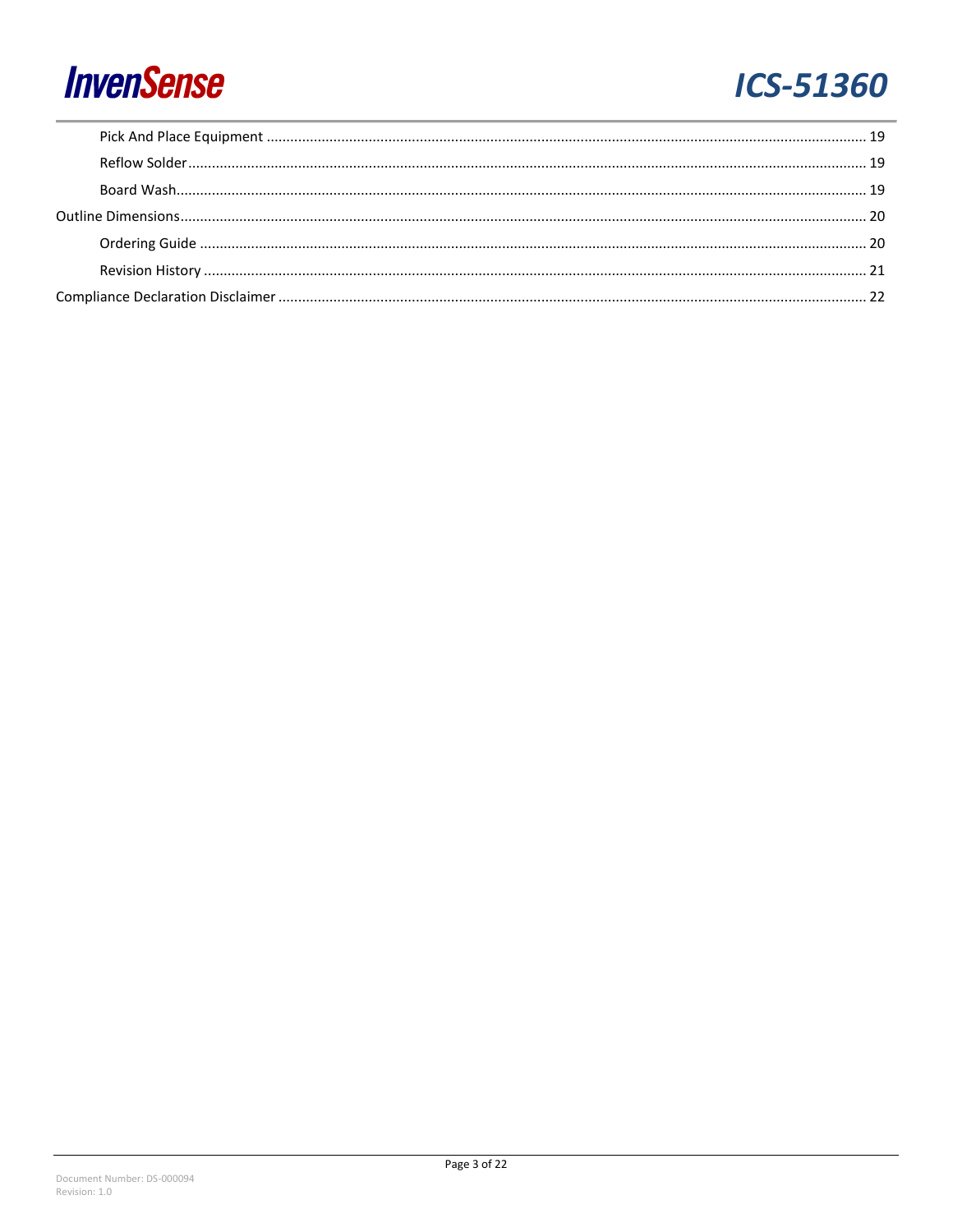- Pick And Place Equipment ........ 19
- Reflow Solder ........ 19
- Board Wash ........ 19

Outline Dimensions ........ 20

- Ordering Guide ........ 20
- Revision History ........ 21

Compliance Declaration Disclaimer ........ 22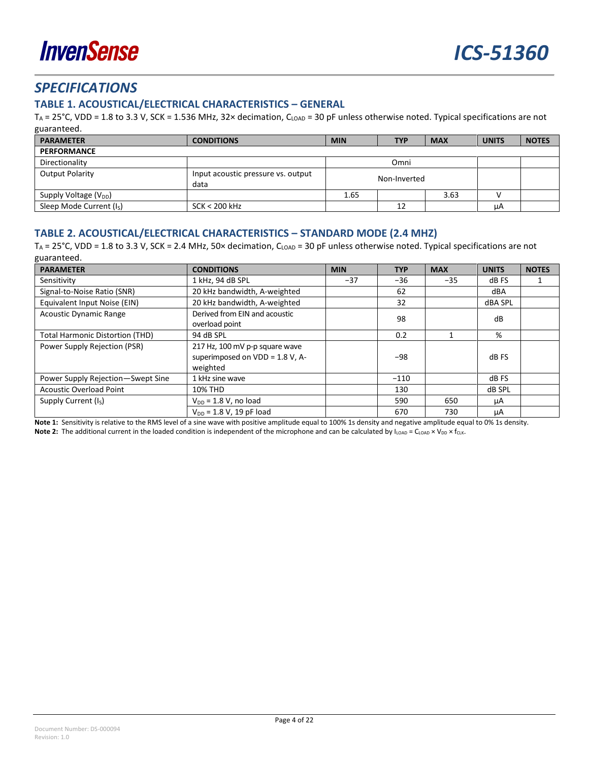## SPECIFICATIONS

### TABLE 1. ACOUSTICAL/ELECTRICAL CHARACTERISTICS – GENERAL

$T_A$ = 25°C, VDD = 1.8 to 3.3 V, SCK = 1.536 MHz, 32× decimation, $C_{LOAD}$ = 30 pF unless otherwise noted. Typical specifications are not guaranteed.

| PARAMETER | CONDITIONS | MIN | TYP | MAX | UNITS | NOTES |
|---|---|---|---|---|---|---|
| **PERFORMANCE** | | | | | | |
| Directionality | | | Omni | | | |
| Output Polarity | Input acoustic pressure vs. output data | | Non-Inverted | | | |
| Supply Voltage ($V_{DD}$) | | 1.65 | | 3.63 | V | |
| Sleep Mode Current ($I_S$) | SCK < 200 kHz | | 12 | | µA | |

### TABLE 2. ACOUSTICAL/ELECTRICAL CHARACTERISTICS – STANDARD MODE (2.4 MHZ)

$T_A$ = 25°C, VDD = 1.8 to 3.3 V, SCK = 2.4 MHz, 50× decimation, $C_{LOAD}$ = 30 pF unless otherwise noted. Typical specifications are not guaranteed.

| PARAMETER | CONDITIONS | MIN | TYP | MAX | UNITS | NOTES |
|---|---|---|---|---|---|---|
| Sensitivity | 1 kHz, 94 dB SPL | −37 | −36 | −35 | dB FS | 1 |
| Signal-to-Noise Ratio (SNR) | 20 kHz bandwidth, A-weighted | | 62 | | dBA | |
| Equivalent Input Noise (EIN) | 20 kHz bandwidth, A-weighted | | 32 | | dBA SPL | |
| Acoustic Dynamic Range | Derived from EIN and acoustic overload point | | 98 | | dB | |
| Total Harmonic Distortion (THD) | 94 dB SPL | | 0.2 | 1 | % | |
| Power Supply Rejection (PSR) | 217 Hz, 100 mV p-p square wave superimposed on VDD = 1.8 V, A-weighted | | −98 | | dB FS | |
| Power Supply Rejection—Swept Sine | 1 kHz sine wave | | −110 | | dB FS | |
| Acoustic Overload Point | 10% THD | | 130 | | dB SPL | |
| Supply Current ($I_S$) | $V_{DD}$ = 1.8 V, no load | | 590 | 650 | µA | |
| | $V_{DD}$ = 1.8 V, 19 pF load | | 670 | 730 | µA | |

**Note 1:** Sensitivity is relative to the RMS level of a sine wave with positive amplitude equal to 100% 1s density and negative amplitude equal to 0% 1s density.

**Note 2:** The additional current in the loaded condition is independent of the microphone and can be calculated by $I_{LOAD} = C_{LOAD} \times V_{DD} \times f_{CLK}$.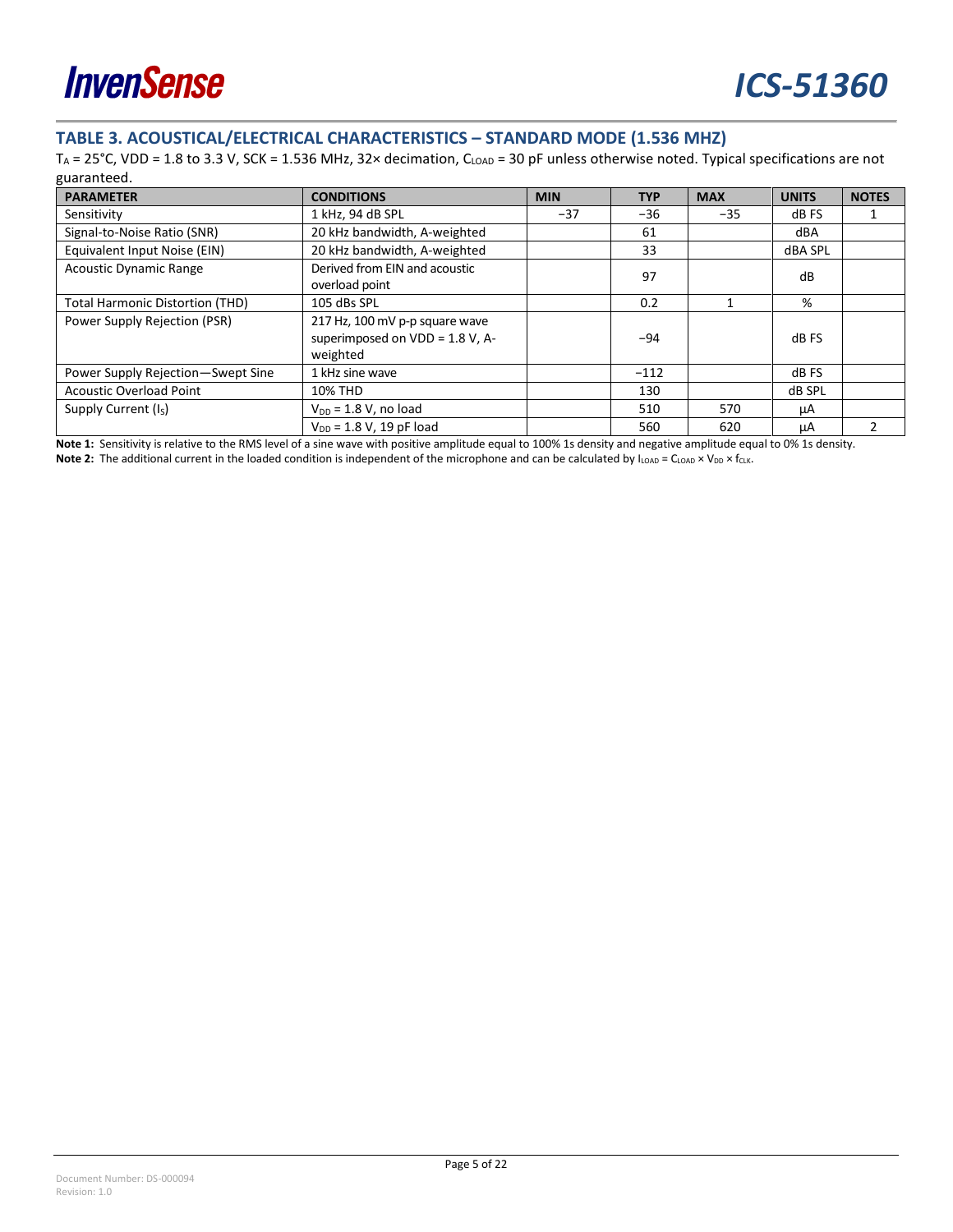## TABLE 3. ACOUSTICAL/ELECTRICAL CHARACTERISTICS – STANDARD MODE (1.536 MHZ)

$T_A$ = 25°C, VDD = 1.8 to 3.3 V, SCK = 1.536 MHz, 32× decimation, $C_{LOAD}$ = 30 pF unless otherwise noted. Typical specifications are not guaranteed.

| PARAMETER | CONDITIONS | MIN | TYP | MAX | UNITS | NOTES |
|---|---|---|---|---|---|---|
| Sensitivity | 1 kHz, 94 dB SPL | −37 | −36 | −35 | dB FS | 1 |
| Signal-to-Noise Ratio (SNR) | 20 kHz bandwidth, A-weighted | | 61 | | dBA | |
| Equivalent Input Noise (EIN) | 20 kHz bandwidth, A-weighted | | 33 | | dBA SPL | |
| Acoustic Dynamic Range | Derived from EIN and acoustic overload point | | 97 | | dB | |
| Total Harmonic Distortion (THD) | 105 dBs SPL | | 0.2 | 1 | % | |
| Power Supply Rejection (PSR) | 217 Hz, 100 mV p-p square wave superimposed on VDD = 1.8 V, A-weighted | | −94 | | dB FS | |
| Power Supply Rejection—Swept Sine | 1 kHz sine wave | | −112 | | dB FS | |
| Acoustic Overload Point | 10% THD | | 130 | | dB SPL | |
| Supply Current ($I_S$) | $V_{DD}$ = 1.8 V, no load | | 510 | 570 | µA | |
| | $V_{DD}$ = 1.8 V, 19 pF load | | 560 | 620 | µA | 2 |

**Note 1:** Sensitivity is relative to the RMS level of a sine wave with positive amplitude equal to 100% 1s density and negative amplitude equal to 0% 1s density.

**Note 2:** The additional current in the loaded condition is independent of the microphone and can be calculated by $I_{LOAD} = C_{LOAD} \times V_{DD} \times f_{CLK}$.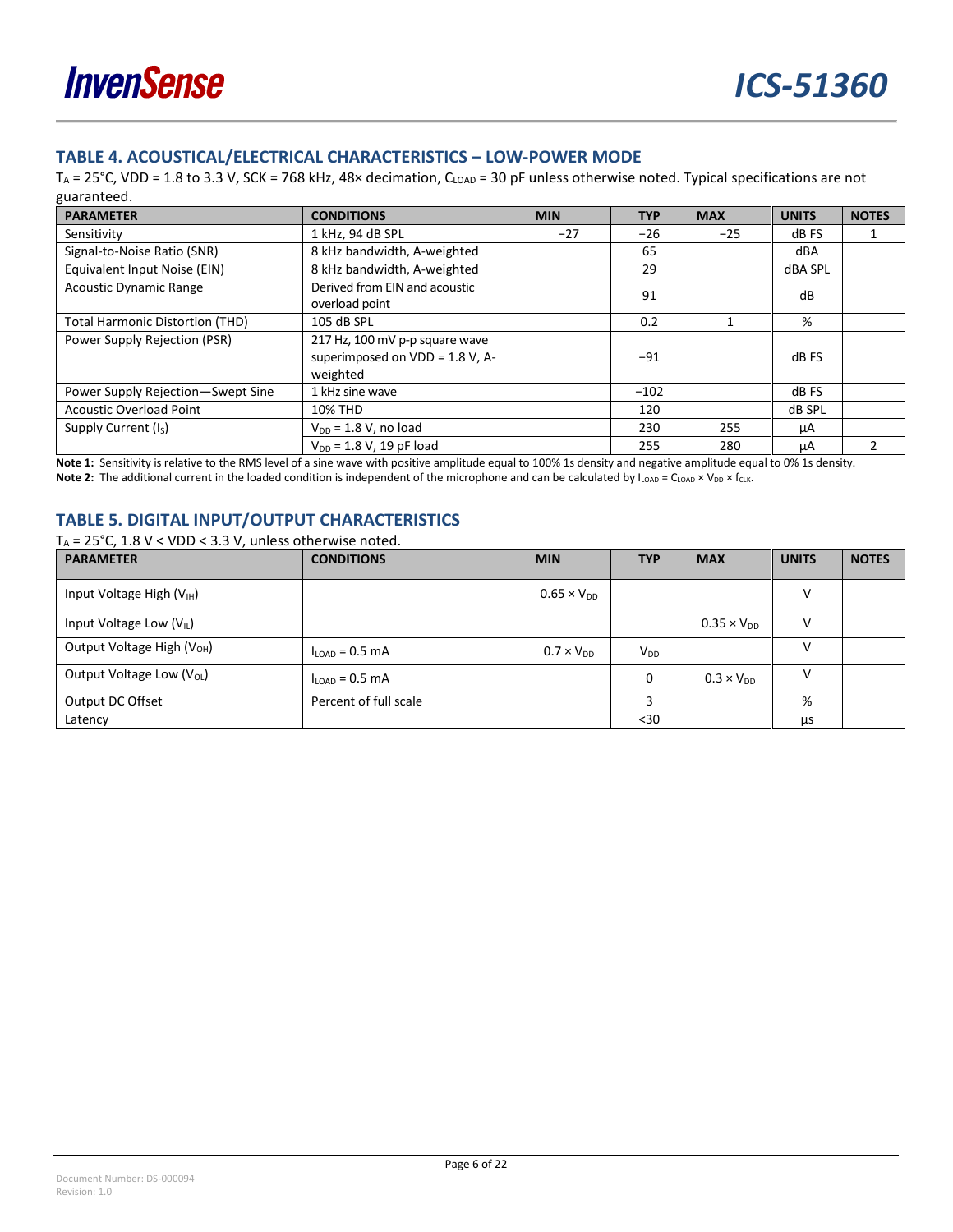## TABLE 4. ACOUSTICAL/ELECTRICAL CHARACTERISTICS – LOW-POWER MODE

$T_A$ = 25°C, VDD = 1.8 to 3.3 V, SCK = 768 kHz, 48× decimation, $C_{LOAD}$ = 30 pF unless otherwise noted. Typical specifications are not guaranteed.

| PARAMETER | CONDITIONS | MIN | TYP | MAX | UNITS | NOTES |
|---|---|---|---|---|---|---|
| Sensitivity | 1 kHz, 94 dB SPL | −27 | −26 | −25 | dB FS | 1 |
| Signal-to-Noise Ratio (SNR) | 8 kHz bandwidth, A-weighted | | 65 | | dBA | |
| Equivalent Input Noise (EIN) | 8 kHz bandwidth, A-weighted | | 29 | | dBA SPL | |
| Acoustic Dynamic Range | Derived from EIN and acoustic overload point | | 91 | | dB | |
| Total Harmonic Distortion (THD) | 105 dB SPL | | 0.2 | 1 | % | |
| Power Supply Rejection (PSR) | 217 Hz, 100 mV p-p square wave superimposed on VDD = 1.8 V, A-weighted | | −91 | | dB FS | |
| Power Supply Rejection—Swept Sine | 1 kHz sine wave | | −102 | | dB FS | |
| Acoustic Overload Point | 10% THD | | 120 | | dB SPL | |
| Supply Current ($I_S$) | $V_{DD}$ = 1.8 V, no load | | 230 | 255 | µA | |
| | $V_{DD}$ = 1.8 V, 19 pF load | | 255 | 280 | µA | 2 |

**Note 1:** Sensitivity is relative to the RMS level of a sine wave with positive amplitude equal to 100% 1s density and negative amplitude equal to 0% 1s density.

**Note 2:** The additional current in the loaded condition is independent of the microphone and can be calculated by $I_{LOAD} = C_{LOAD} \times V_{DD} \times f_{CLK}$.

## TABLE 5. DIGITAL INPUT/OUTPUT CHARACTERISTICS

$T_A$ = 25°C, 1.8 V < VDD < 3.3 V, unless otherwise noted.

| PARAMETER | CONDITIONS | MIN | TYP | MAX | UNITS | NOTES |
|---|---|---|---|---|---|---|
| Input Voltage High ($V_{IH}$) | | $0.65 \times V_{DD}$ | | | V | |
| Input Voltage Low ($V_{IL}$) | | | | $0.35 \times V_{DD}$ | V | |
| Output Voltage High ($V_{OH}$) | $I_{LOAD}$ = 0.5 mA | $0.7 \times V_{DD}$ | $V_{DD}$ | | V | |
| Output Voltage Low ($V_{OL}$) | $I_{LOAD}$ = 0.5 mA | | 0 | $0.3 \times V_{DD}$ | V | |
| Output DC Offset | Percent of full scale | | 3 | | % | |
| Latency | | | <30 | | µs | |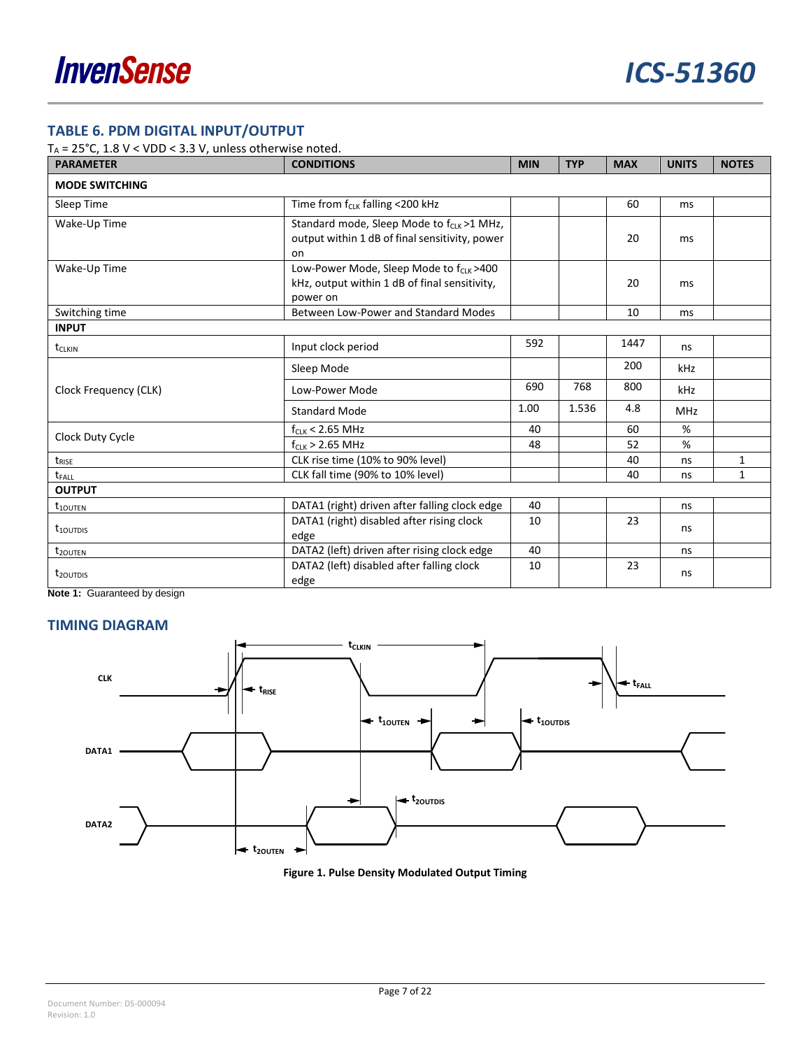## TABLE 6. PDM DIGITAL INPUT/OUTPUT

$T_A$ = 25°C, 1.8 V < VDD < 3.3 V, unless otherwise noted.

| PARAMETER | CONDITIONS | MIN | TYP | MAX | UNITS | NOTES |
|---|---|---|---|---|---|---|
| **MODE SWITCHING** | | | | | | |
| Sleep Time | Time from $f_{CLK}$ falling <200 kHz | | | 60 | ms | |
| Wake-Up Time | Standard mode, Sleep Mode to $f_{CLK}$ >1 MHz, output within 1 dB of final sensitivity, power on | | | 20 | ms | |
| Wake-Up Time | Low-Power Mode, Sleep Mode to $f_{CLK}$ >400 kHz, output within 1 dB of final sensitivity, power on | | | 20 | ms | |
| Switching time | Between Low-Power and Standard Modes | | | 10 | ms | |
| **INPUT** | | | | | | |
| $t_{CLKIN}$ | Input clock period | 592 | | 1447 | ns | |
| Clock Frequency (CLK) | Sleep Mode | | | 200 | kHz | |
| | Low-Power Mode | 690 | 768 | 800 | kHz | |
| | Standard Mode | 1.00 | 1.536 | 4.8 | MHz | |
| Clock Duty Cycle | $f_{CLK}$ < 2.65 MHz | 40 | | 60 | % | |
| | $f_{CLK}$ > 2.65 MHz | 48 | | 52 | % | |
| $t_{RISE}$ | CLK rise time (10% to 90% level) | | | 40 | ns | 1 |
| $t_{FALL}$ | CLK fall time (90% to 10% level) | | | 40 | ns | 1 |
| **OUTPUT** | | | | | | |
| $t_{1OUTEN}$ | DATA1 (right) driven after falling clock edge | 40 | | | ns | |
| $t_{1OUTDIS}$ | DATA1 (right) disabled after rising clock edge | 10 | | 23 | ns | |
| $t_{2OUTEN}$ | DATA2 (left) driven after rising clock edge | 40 | | | ns | |
| $t_{2OUTDIS}$ | DATA2 (left) disabled after falling clock edge | 10 | | 23 | ns | |

**Note 1:** Guaranteed by design

## TIMING DIAGRAM

**Figure 1. Pulse Density Modulated Output Timing**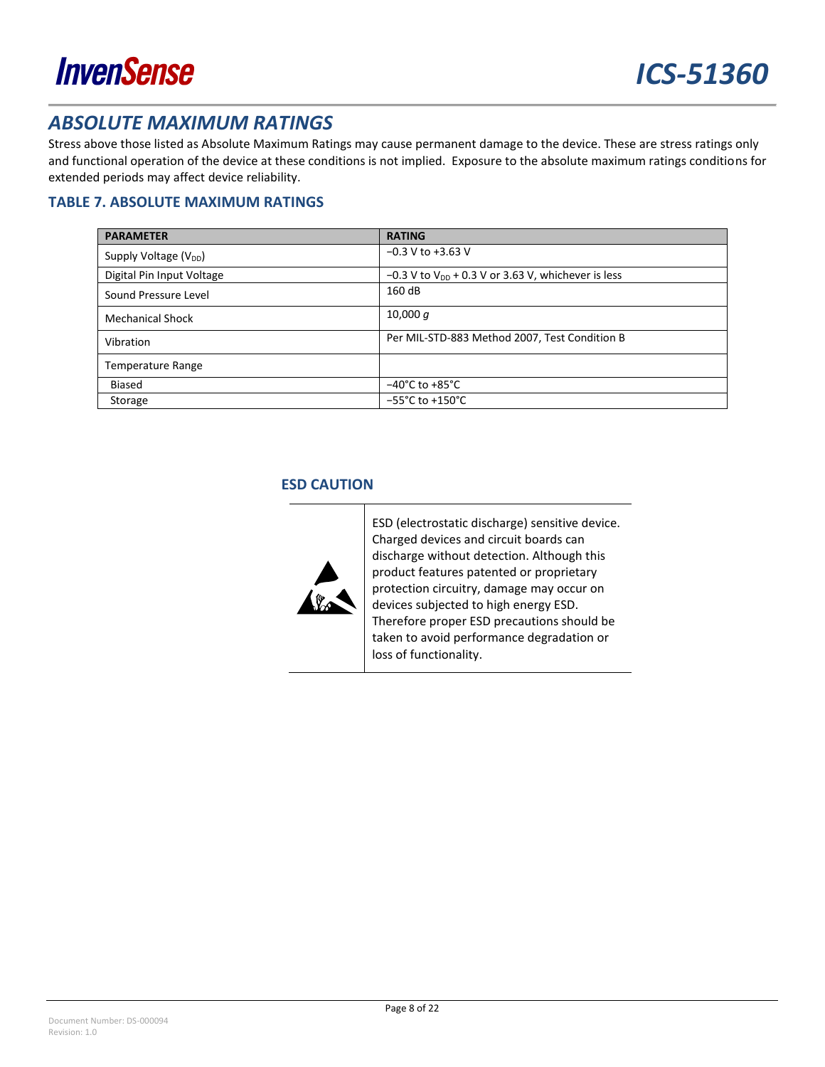## ABSOLUTE MAXIMUM RATINGS

Stress above those listed as Absolute Maximum Ratings may cause permanent damage to the device. These are stress ratings only and functional operation of the device at these conditions is not implied. Exposure to the absolute maximum ratings conditions for extended periods may affect device reliability.

### TABLE 7. ABSOLUTE MAXIMUM RATINGS

| PARAMETER | RATING |
|---|---|
| Supply Voltage ($V_{DD}$) | −0.3 V to +3.63 V |
| Digital Pin Input Voltage | −0.3 V to $V_{DD}$ + 0.3 V or 3.63 V, whichever is less |
| Sound Pressure Level | 160 dB |
| Mechanical Shock | 10,000 *g* |
| Vibration | Per MIL-STD-883 Method 2007, Test Condition B |
| Temperature Range | |
| Biased | −40°C to +85°C |
| Storage | −55°C to +150°C |

### ESD CAUTION

ESD (electrostatic discharge) sensitive device. Charged devices and circuit boards can discharge without detection. Although this product features patented or proprietary protection circuitry, damage may occur on devices subjected to high energy ESD. Therefore proper ESD precautions should be taken to avoid performance degradation or loss of functionality.

Document Number: DS-000094
Revision: 1.0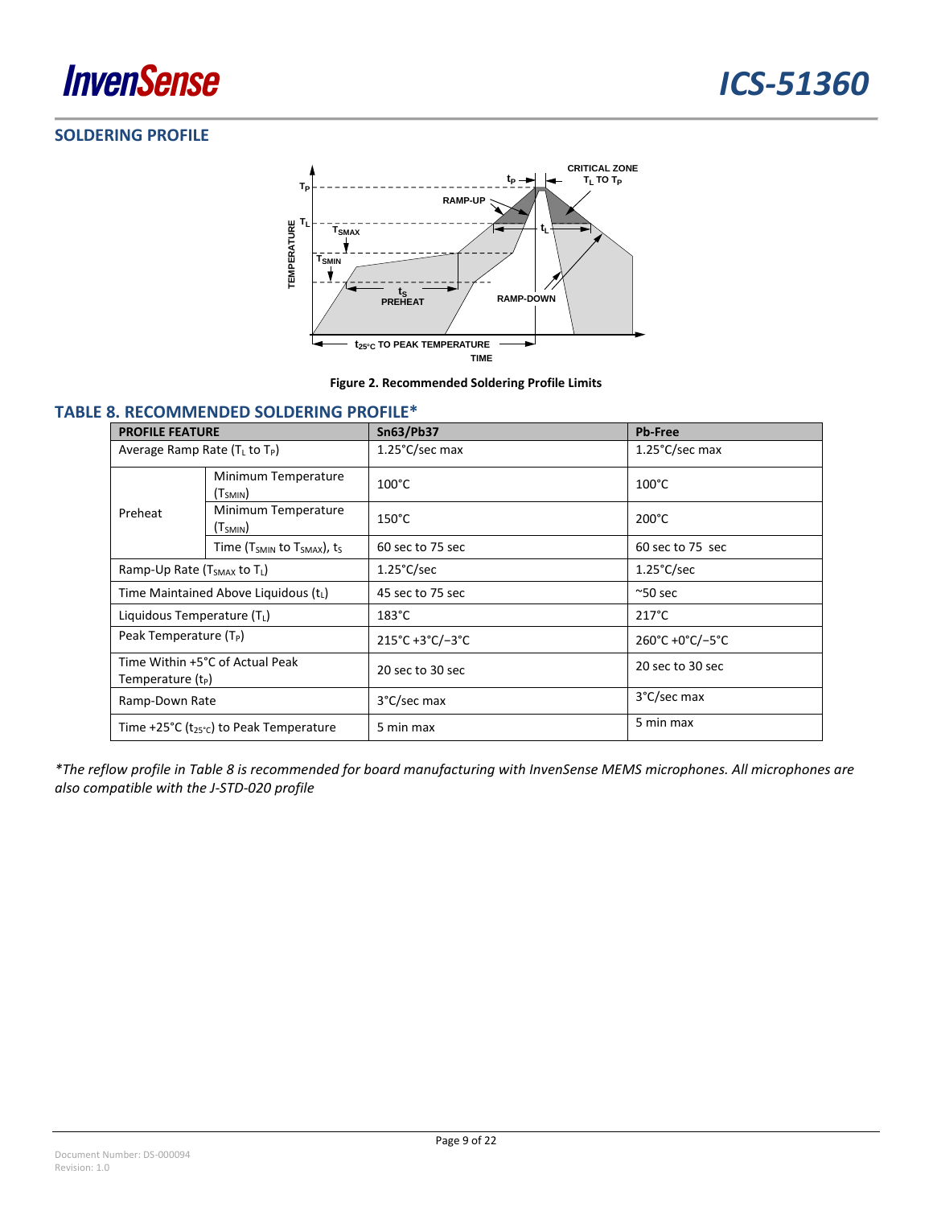## SOLDERING PROFILE

Figure 2. Recommended Soldering Profile Limits

## TABLE 8. RECOMMENDED SOLDERING PROFILE*

| PROFILE FEATURE | | Sn63/Pb37 | Pb-Free |
|---|---|---|---|
| Average Ramp Rate ($T_L$ to $T_P$) | | 1.25°C/sec max | 1.25°C/sec max |
| Preheat | Minimum Temperature ($T_{SMIN}$) | 100°C | 100°C |
| | Minimum Temperature ($T_{SMIN}$) | 150°C | 200°C |
| | Time ($T_{SMIN}$ to $T_{SMAX}$), $t_S$ | 60 sec to 75 sec | 60 sec to 75 sec |
| Ramp-Up Rate ($T_{SMAX}$ to $T_L$) | | 1.25°C/sec | 1.25°C/sec |
| Time Maintained Above Liquidous ($t_L$) | | 45 sec to 75 sec | ~50 sec |
| Liquidous Temperature ($T_L$) | | 183°C | 217°C |
| Peak Temperature ($T_P$) | | 215°C +3°C/−3°C | 260°C +0°C/−5°C |
| Time Within +5°C of Actual Peak Temperature ($t_P$) | | 20 sec to 30 sec | 20 sec to 30 sec |
| Ramp-Down Rate | | 3°C/sec max | 3°C/sec max |
| Time +25°C ($t_{25°C}$) to Peak Temperature | | 5 min max | 5 min max |

*The reflow profile in Table 8 is recommended for board manufacturing with InvenSense MEMS microphones. All microphones are also compatible with the J-STD-020 profile*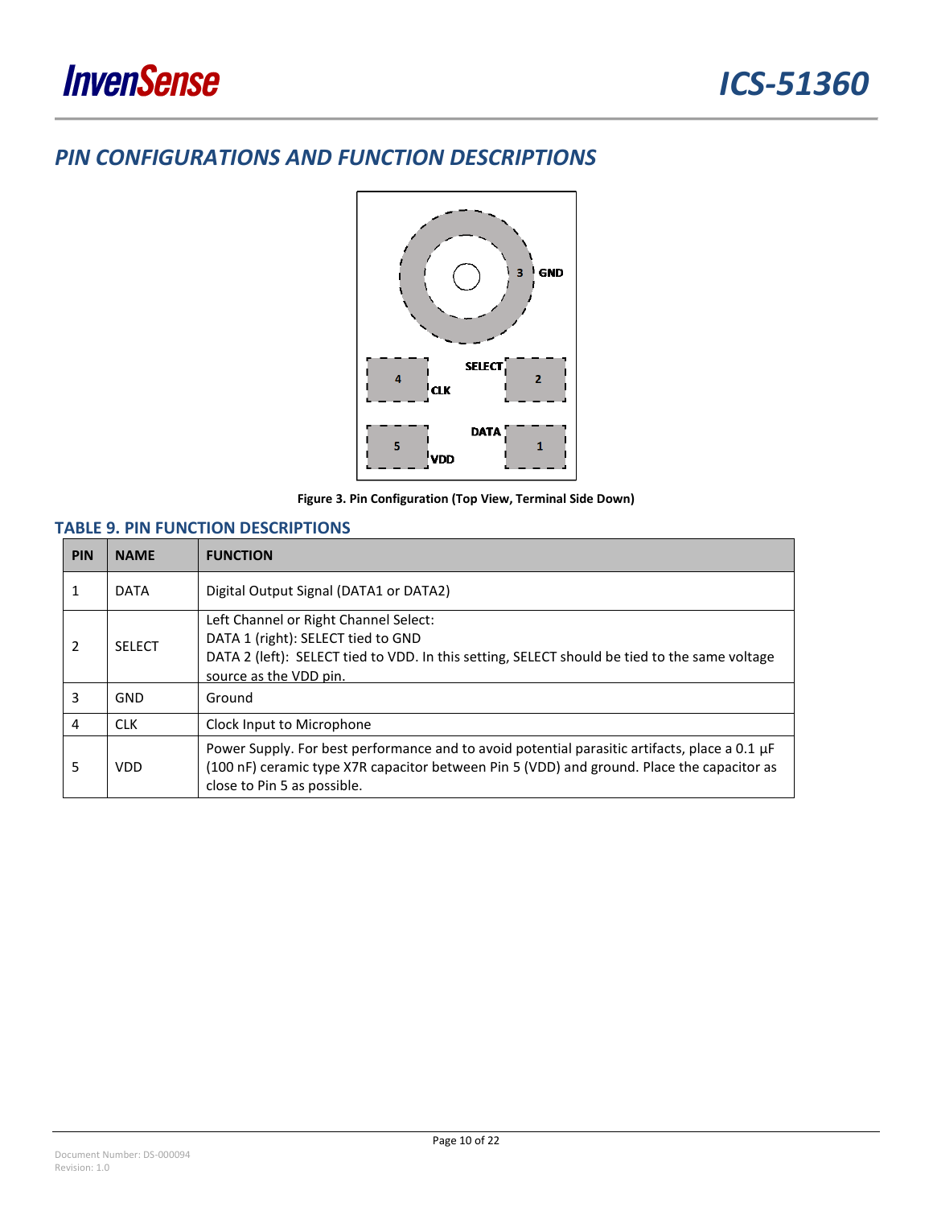## *PIN CONFIGURATIONS AND FUNCTION DESCRIPTIONS*

**Figure 3. Pin Configuration (Top View, Terminal Side Down)**

### TABLE 9. PIN FUNCTION DESCRIPTIONS

| PIN | NAME | FUNCTION |
|---|---|---|
| 1 | DATA | Digital Output Signal (DATA1 or DATA2) |
| 2 | SELECT | Left Channel or Right Channel Select:<br>DATA 1 (right): SELECT tied to GND<br>DATA 2 (left): SELECT tied to VDD. In this setting, SELECT should be tied to the same voltage source as the VDD pin. |
| 3 | GND | Ground |
| 4 | CLK | Clock Input to Microphone |
| 5 | VDD | Power Supply. For best performance and to avoid potential parasitic artifacts, place a 0.1 µF (100 nF) ceramic type X7R capacitor between Pin 5 (VDD) and ground. Place the capacitor as close to Pin 5 as possible. |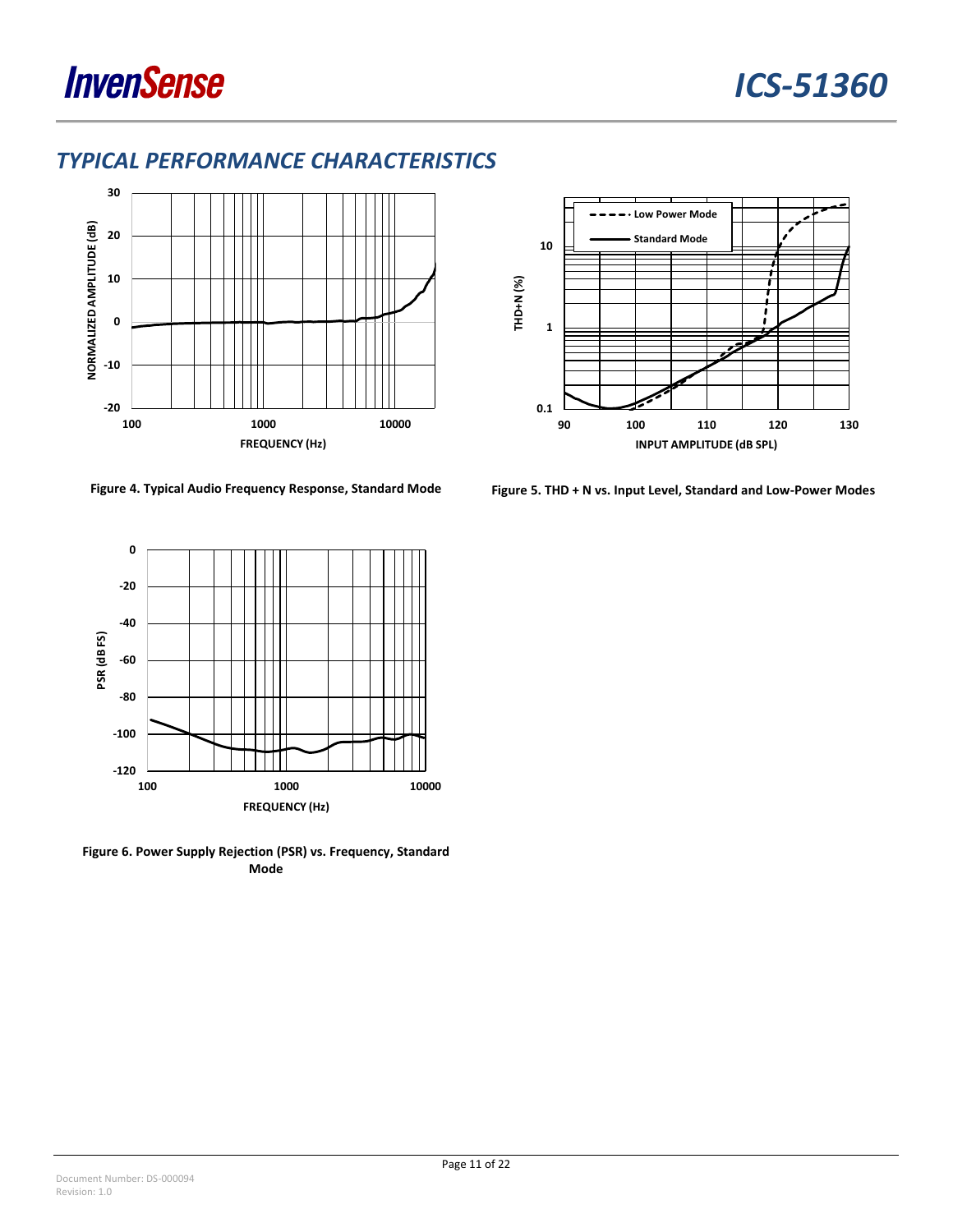## TYPICAL PERFORMANCE CHARACTERISTICS

Figure 4. Typical Audio Frequency Response, Standard Mode

Figure 5. THD + N vs. Input Level, Standard and Low-Power Modes

Figure 6. Power Supply Rejection (PSR) vs. Frequency, Standard Mode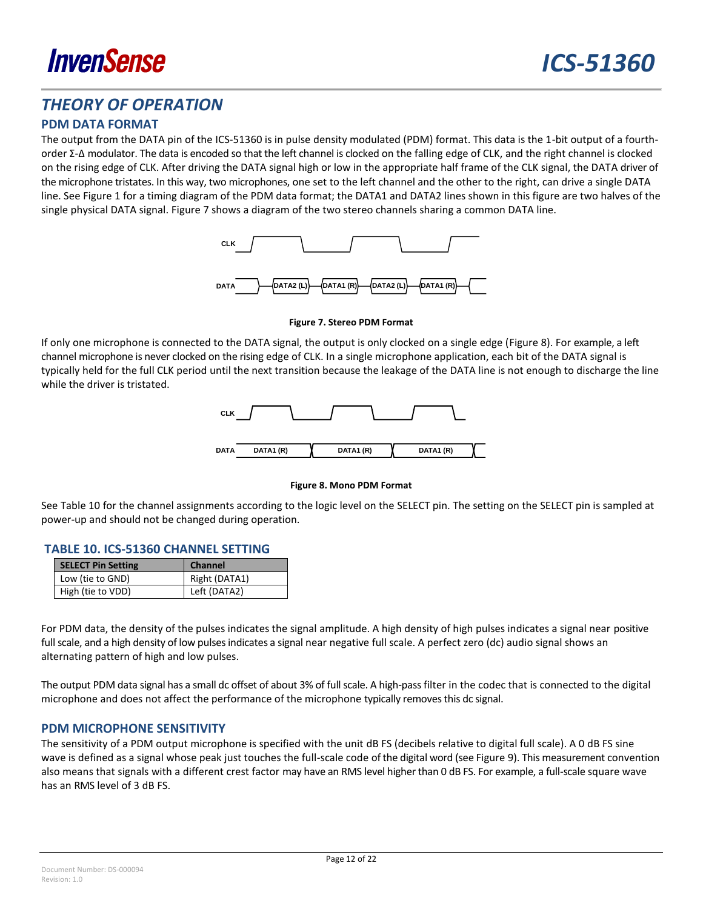## THEORY OF OPERATION

### PDM DATA FORMAT

The output from the DATA pin of the ICS-51360 is in pulse density modulated (PDM) format. This data is the 1-bit output of a fourth-order Σ-Δ modulator. The data is encoded so that the left channel is clocked on the falling edge of CLK, and the right channel is clocked on the rising edge of CLK. After driving the DATA signal high or low in the appropriate half frame of the CLK signal, the DATA driver of the microphone tristates. In this way, two microphones, one set to the left channel and the other to the right, can drive a single DATA line. See Figure 1 for a timing diagram of the PDM data format; the DATA1 and DATA2 lines shown in this figure are two halves of the single physical DATA signal. Figure 7 shows a diagram of the two stereo channels sharing a common DATA line.

**Figure 7. Stereo PDM Format**

If only one microphone is connected to the DATA signal, the output is only clocked on a single edge (Figure 8). For example, a left channel microphone is never clocked on the rising edge of CLK. In a single microphone application, each bit of the DATA signal is typically held for the full CLK period until the next transition because the leakage of the DATA line is not enough to discharge the line while the driver is tristated.

**Figure 8. Mono PDM Format**

See Table 10 for the channel assignments according to the logic level on the SELECT pin. The setting on the SELECT pin is sampled at power-up and should not be changed during operation.

### TABLE 10. ICS-51360 CHANNEL SETTING

| SELECT Pin Setting | Channel |
|---|---|
| Low (tie to GND) | Right (DATA1) |
| High (tie to VDD) | Left (DATA2) |

For PDM data, the density of the pulses indicates the signal amplitude. A high density of high pulses indicates a signal near positive full scale, and a high density of low pulses indicates a signal near negative full scale. A perfect zero (dc) audio signal shows an alternating pattern of high and low pulses.

The output PDM data signal has a small dc offset of about 3% of full scale. A high-pass filter in the codec that is connected to the digital microphone and does not affect the performance of the microphone typically removes this dc signal.

### PDM MICROPHONE SENSITIVITY

The sensitivity of a PDM output microphone is specified with the unit dB FS (decibels relative to digital full scale). A 0 dB FS sine wave is defined as a signal whose peak just touches the full-scale code of the digital word (see Figure 9). This measurement convention also means that signals with a different crest factor may have an RMS level higher than 0 dB FS. For example, a full-scale square wave has an RMS level of 3 dB FS.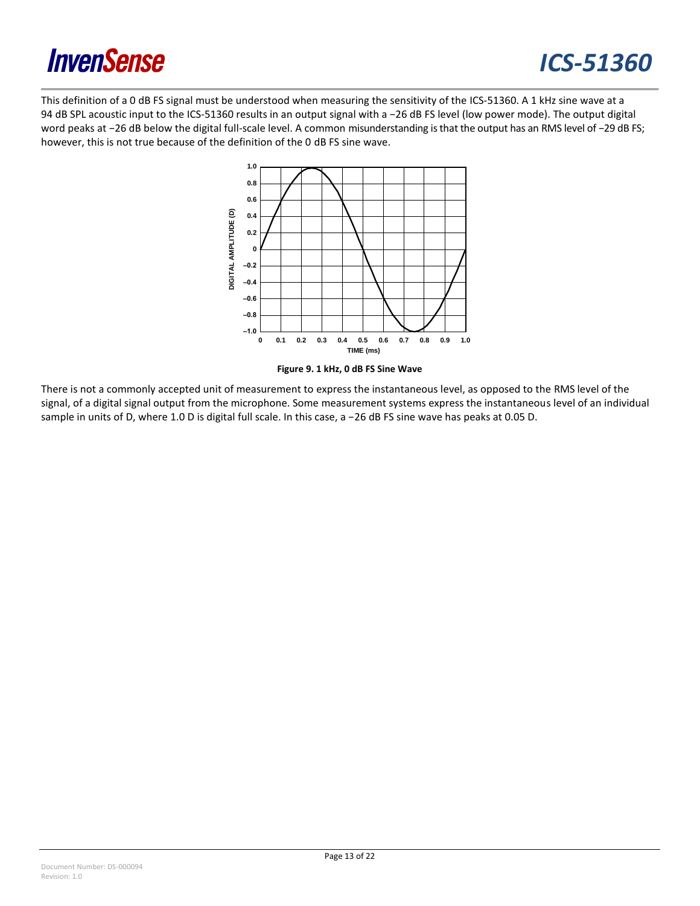This definition of a 0 dB FS signal must be understood when measuring the sensitivity of the ICS-51360. A 1 kHz sine wave at a 94 dB SPL acoustic input to the ICS-51360 results in an output signal with a −26 dB FS level (low power mode). The output digital word peaks at −26 dB below the digital full-scale level. A common misunderstanding is that the output has an RMS level of −29 dB FS; however, this is not true because of the definition of the 0 dB FS sine wave.

**Figure 9. 1 kHz, 0 dB FS Sine Wave**

There is not a commonly accepted unit of measurement to express the instantaneous level, as opposed to the RMS level of the signal, of a digital signal output from the microphone. Some measurement systems express the instantaneous level of an individual sample in units of D, where 1.0 D is digital full scale. In this case, a −26 dB FS sine wave has peaks at 0.05 D.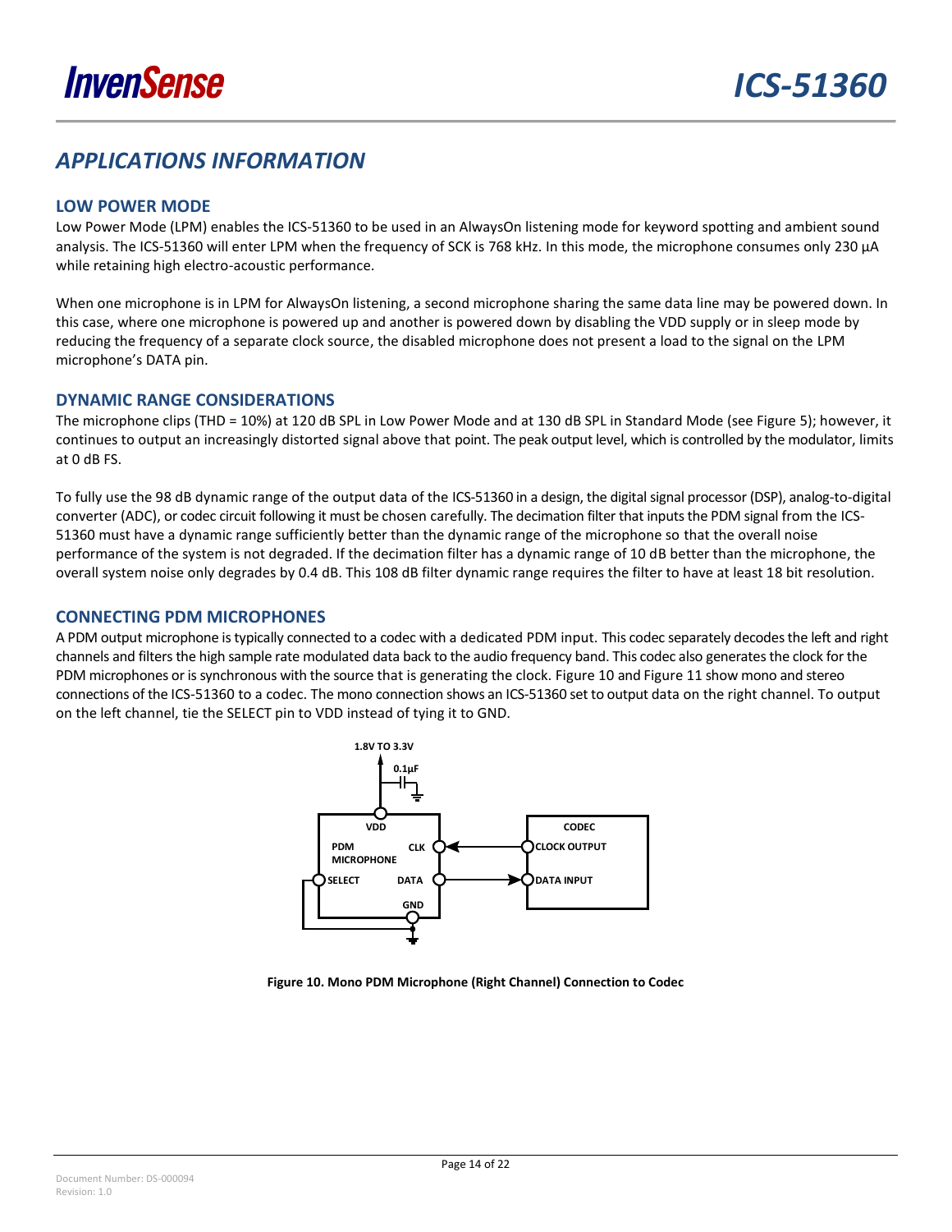# APPLICATIONS INFORMATION

## LOW POWER MODE

Low Power Mode (LPM) enables the ICS-51360 to be used in an AlwaysOn listening mode for keyword spotting and ambient sound analysis. The ICS-51360 will enter LPM when the frequency of SCK is 768 kHz. In this mode, the microphone consumes only 230 µA while retaining high electro-acoustic performance.

When one microphone is in LPM for AlwaysOn listening, a second microphone sharing the same data line may be powered down. In this case, where one microphone is powered up and another is powered down by disabling the VDD supply or in sleep mode by reducing the frequency of a separate clock source, the disabled microphone does not present a load to the signal on the LPM microphone's DATA pin.

## DYNAMIC RANGE CONSIDERATIONS

The microphone clips (THD = 10%) at 120 dB SPL in Low Power Mode and at 130 dB SPL in Standard Mode (see Figure 5); however, it continues to output an increasingly distorted signal above that point. The peak output level, which is controlled by the modulator, limits at 0 dB FS.

To fully use the 98 dB dynamic range of the output data of the ICS-51360 in a design, the digital signal processor (DSP), analog-to-digital converter (ADC), or codec circuit following it must be chosen carefully. The decimation filter that inputs the PDM signal from the ICS-51360 must have a dynamic range sufficiently better than the dynamic range of the microphone so that the overall noise performance of the system is not degraded. If the decimation filter has a dynamic range of 10 dB better than the microphone, the overall system noise only degrades by 0.4 dB. This 108 dB filter dynamic range requires the filter to have at least 18 bit resolution.

## CONNECTING PDM MICROPHONES

A PDM output microphone is typically connected to a codec with a dedicated PDM input. This codec separately decodes the left and right channels and filters the high sample rate modulated data back to the audio frequency band. This codec also generates the clock for the PDM microphones or is synchronous with the source that is generating the clock. Figure 10 and Figure 11 show mono and stereo connections of the ICS-51360 to a codec. The mono connection shows an ICS-51360 set to output data on the right channel. To output on the left channel, tie the SELECT pin to VDD instead of tying it to GND.

**Figure 10. Mono PDM Microphone (Right Channel) Connection to Codec**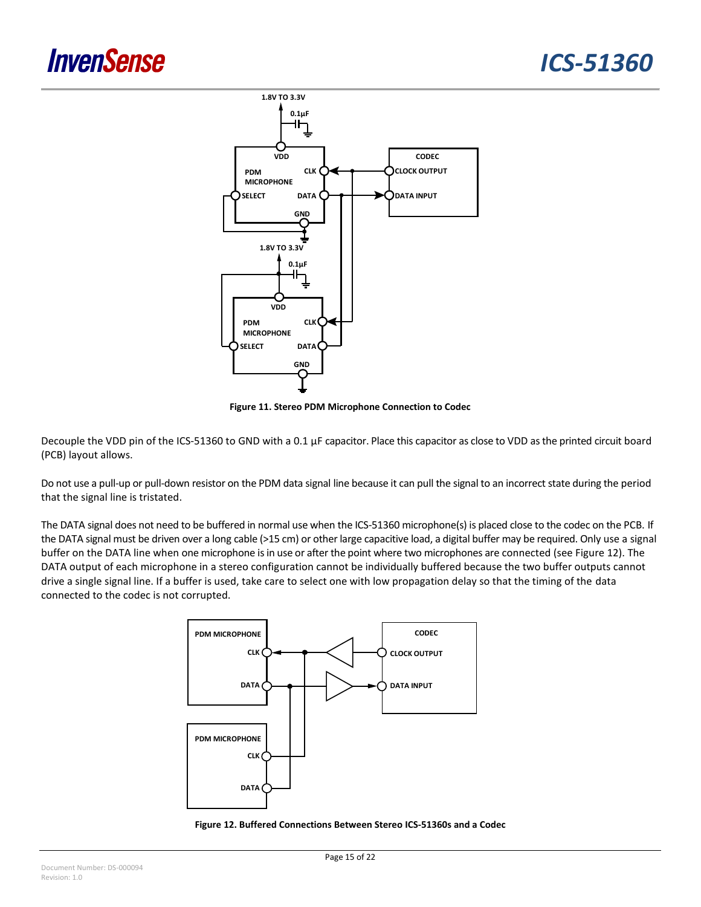Figure 11. Stereo PDM Microphone Connection to Codec

Decouple the VDD pin of the ICS-51360 to GND with a 0.1 µF capacitor. Place this capacitor as close to VDD as the printed circuit board (PCB) layout allows.

Do not use a pull-up or pull-down resistor on the PDM data signal line because it can pull the signal to an incorrect state during the period that the signal line is tristated.

The DATA signal does not need to be buffered in normal use when the ICS-51360 microphone(s) is placed close to the codec on the PCB. If the DATA signal must be driven over a long cable (>15 cm) or other large capacitive load, a digital buffer may be required. Only use a signal buffer on the DATA line when one microphone is in use or after the point where two microphones are connected (see Figure 12). The DATA output of each microphone in a stereo configuration cannot be individually buffered because the two buffer outputs cannot drive a single signal line. If a buffer is used, take care to select one with low propagation delay so that the timing of the data connected to the codec is not corrupted.

Figure 12. Buffered Connections Between Stereo ICS-51360s and a Codec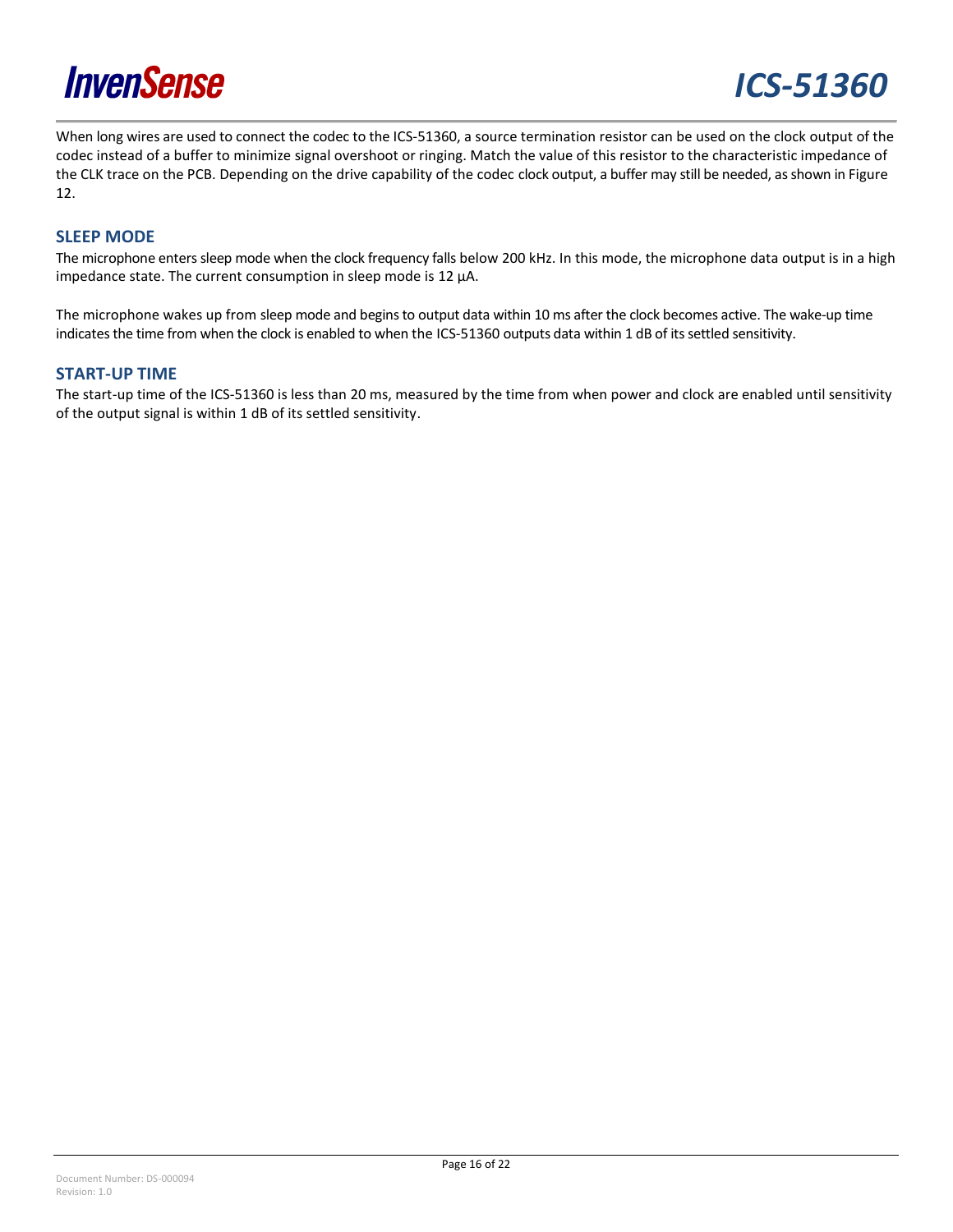When long wires are used to connect the codec to the ICS-51360, a source termination resistor can be used on the clock output of the codec instead of a buffer to minimize signal overshoot or ringing. Match the value of this resistor to the characteristic impedance of the CLK trace on the PCB. Depending on the drive capability of the codec clock output, a buffer may still be needed, as shown in Figure 12.

## SLEEP MODE

The microphone enters sleep mode when the clock frequency falls below 200 kHz. In this mode, the microphone data output is in a high impedance state. The current consumption in sleep mode is 12 µA.

The microphone wakes up from sleep mode and begins to output data within 10 ms after the clock becomes active. The wake-up time indicates the time from when the clock is enabled to when the ICS-51360 outputs data within 1 dB of its settled sensitivity.

## START-UP TIME

The start-up time of the ICS-51360 is less than 20 ms, measured by the time from when power and clock are enabled until sensitivity of the output signal is within 1 dB of its settled sensitivity.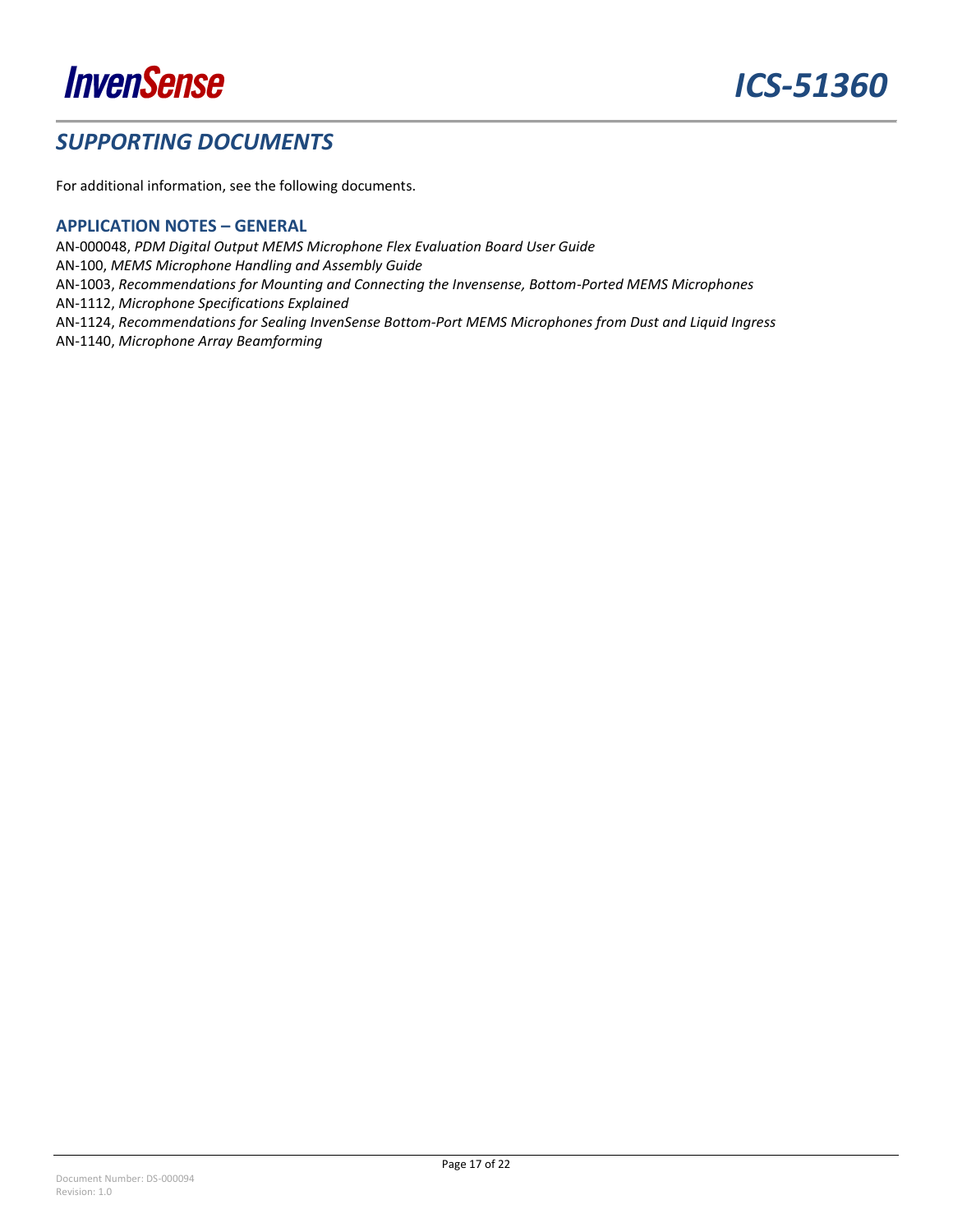## SUPPORTING DOCUMENTS

For additional information, see the following documents.

### APPLICATION NOTES – GENERAL

AN-000048, *PDM Digital Output MEMS Microphone Flex Evaluation Board User Guide*
AN-100, *MEMS Microphone Handling and Assembly Guide*
AN-1003, *Recommendations for Mounting and Connecting the Invensense, Bottom-Ported MEMS Microphones*
AN-1112, *Microphone Specifications Explained*
AN-1124, *Recommendations for Sealing InvenSense Bottom-Port MEMS Microphones from Dust and Liquid Ingress*
AN-1140, *Microphone Array Beamforming*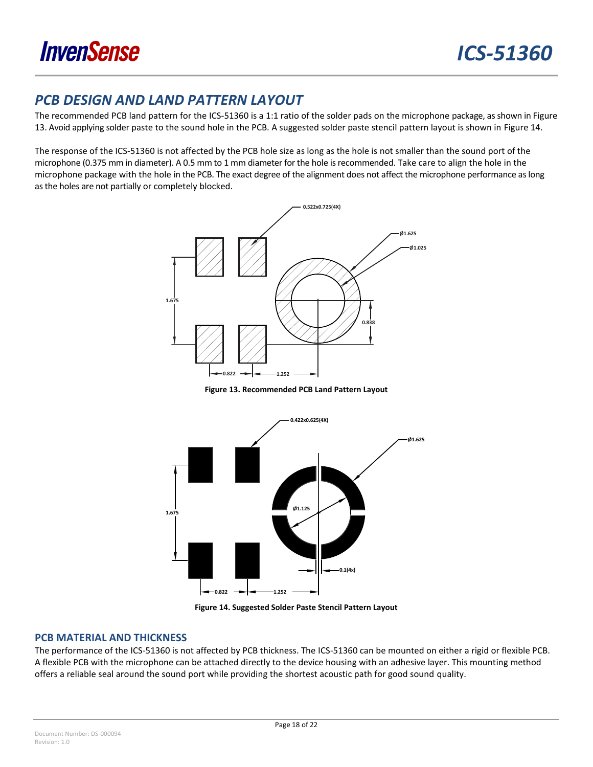## PCB DESIGN AND LAND PATTERN LAYOUT

The recommended PCB land pattern for the ICS-51360 is a 1:1 ratio of the solder pads on the microphone package, as shown in Figure 13. Avoid applying solder paste to the sound hole in the PCB. A suggested solder paste stencil pattern layout is shown in Figure 14.

The response of the ICS-51360 is not affected by the PCB hole size as long as the hole is not smaller than the sound port of the microphone (0.375 mm in diameter). A 0.5 mm to 1 mm diameter for the hole is recommended. Take care to align the hole in the microphone package with the hole in the PCB. The exact degree of the alignment does not affect the microphone performance as long as the holes are not partially or completely blocked.

**Figure 13. Recommended PCB Land Pattern Layout**

**Figure 14. Suggested Solder Paste Stencil Pattern Layout**

### PCB MATERIAL AND THICKNESS

The performance of the ICS-51360 is not affected by PCB thickness. The ICS-51360 can be mounted on either a rigid or flexible PCB. A flexible PCB with the microphone can be attached directly to the device housing with an adhesive layer. This mounting method offers a reliable seal around the sound port while providing the shortest acoustic path for good sound quality.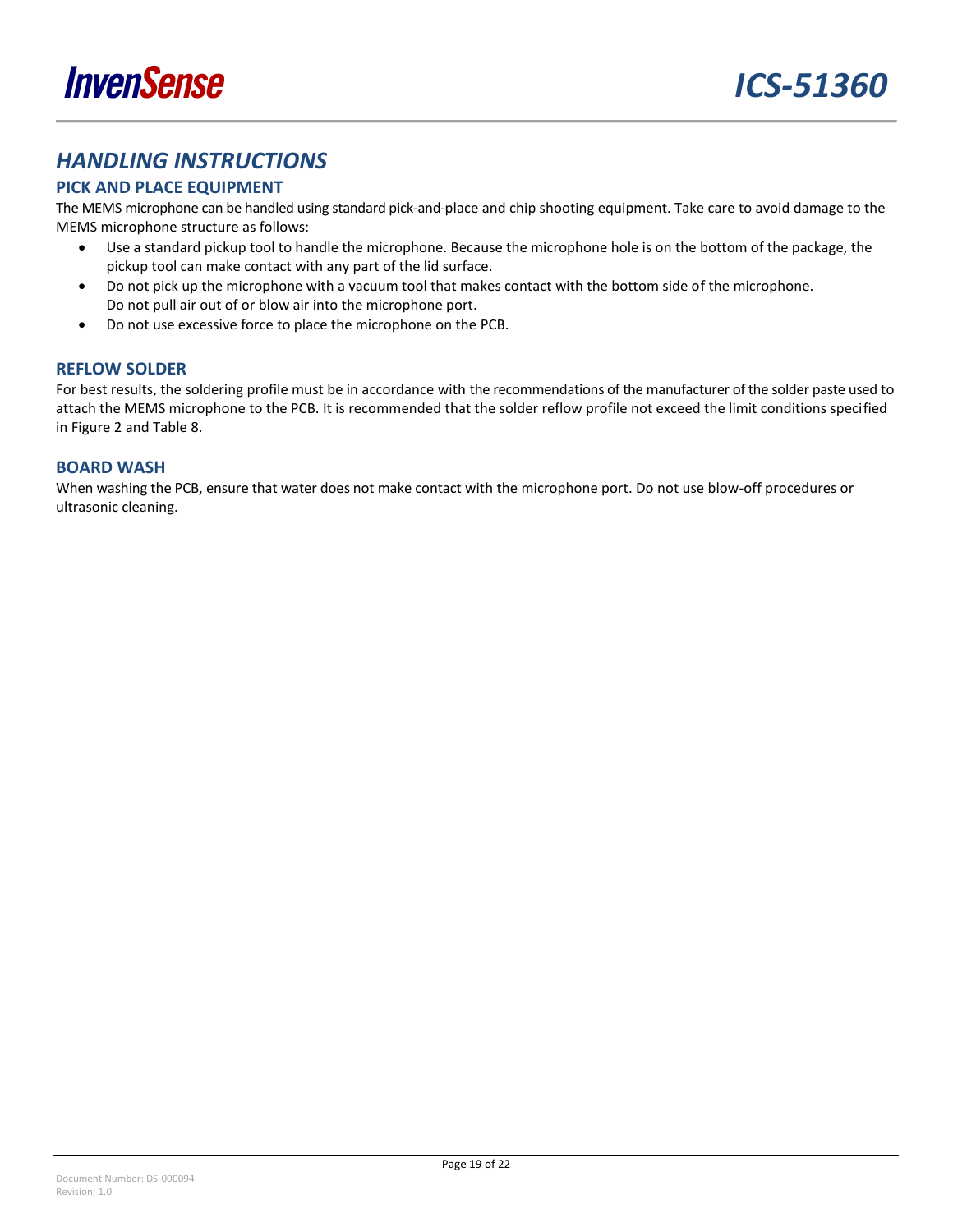# HANDLING INSTRUCTIONS

## PICK AND PLACE EQUIPMENT

The MEMS microphone can be handled using standard pick-and-place and chip shooting equipment. Take care to avoid damage to the MEMS microphone structure as follows:

- Use a standard pickup tool to handle the microphone. Because the microphone hole is on the bottom of the package, the pickup tool can make contact with any part of the lid surface.
- Do not pick up the microphone with a vacuum tool that makes contact with the bottom side of the microphone. Do not pull air out of or blow air into the microphone port.
- Do not use excessive force to place the microphone on the PCB.

## REFLOW SOLDER

For best results, the soldering profile must be in accordance with the recommendations of the manufacturer of the solder paste used to attach the MEMS microphone to the PCB. It is recommended that the solder reflow profile not exceed the limit conditions specified in Figure 2 and Table 8.

## BOARD WASH

When washing the PCB, ensure that water does not make contact with the microphone port. Do not use blow-off procedures or ultrasonic cleaning.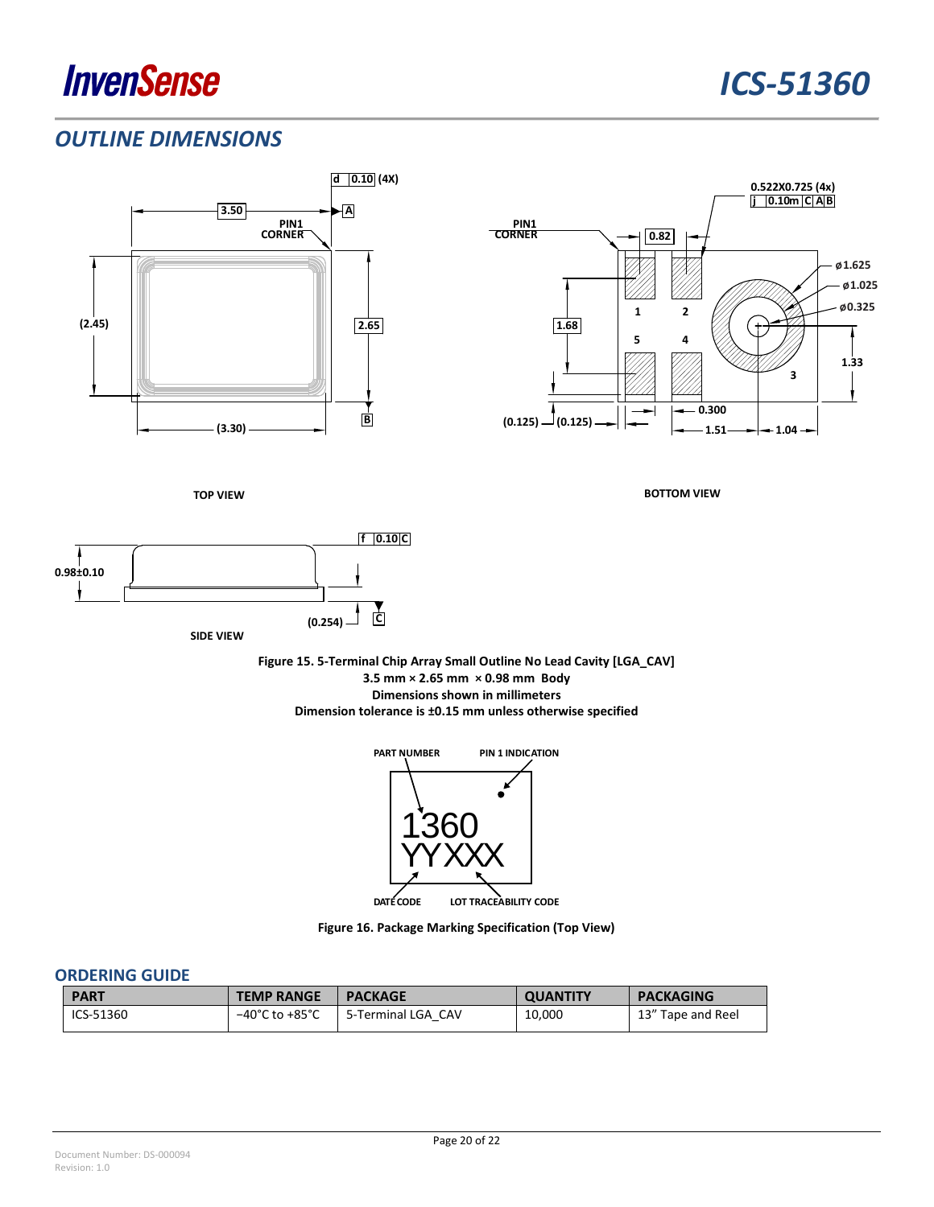## OUTLINE DIMENSIONS

TOP VIEW

BOTTOM VIEW

SIDE VIEW

**Figure 15. 5-Terminal Chip Array Small Outline No Lead Cavity [LGA_CAV]**
**3.5 mm × 2.65 mm × 0.98 mm Body**
**Dimensions shown in millimeters**
**Dimension tolerance is ±0.15 mm unless otherwise specified**

**Figure 16. Package Marking Specification (Top View)**

## ORDERING GUIDE

| PART | TEMP RANGE | PACKAGE | QUANTITY | PACKAGING |
|---|---|---|---|---|
| ICS-51360 | −40°C to +85°C | 5-Terminal LGA_CAV | 10,000 | 13" Tape and Reel |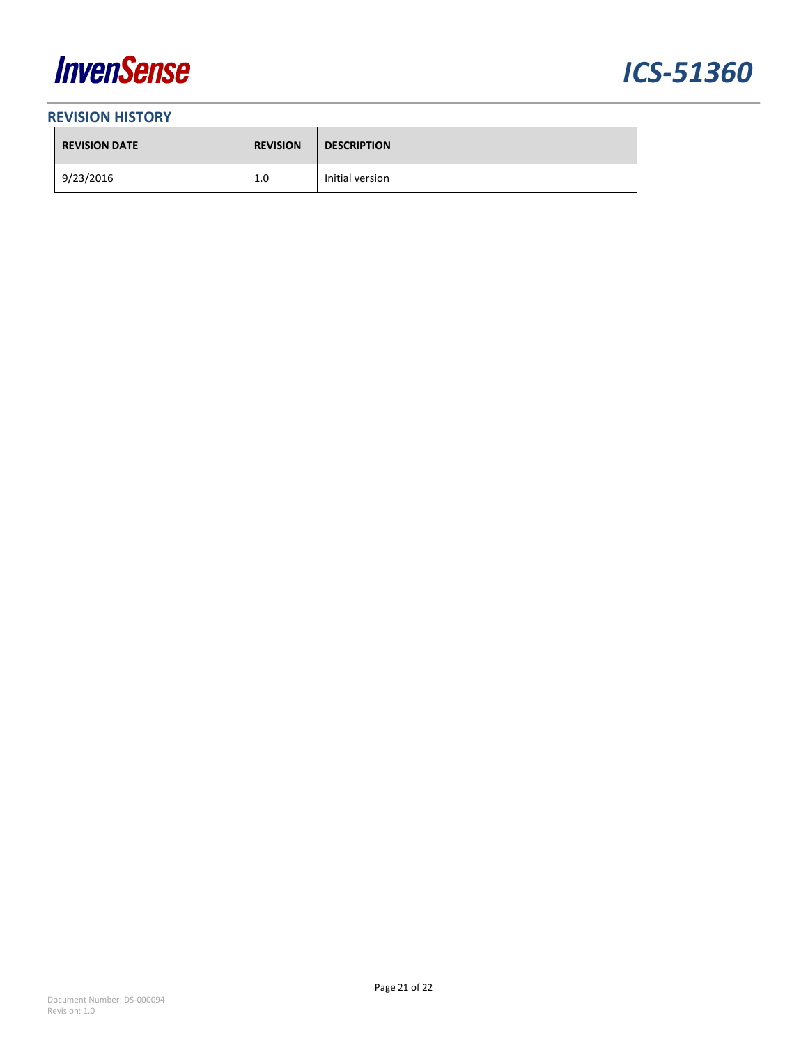## REVISION HISTORY

| REVISION DATE | REVISION | DESCRIPTION |
|---|---|---|
| 9/23/2016 | 1.0 | Initial version |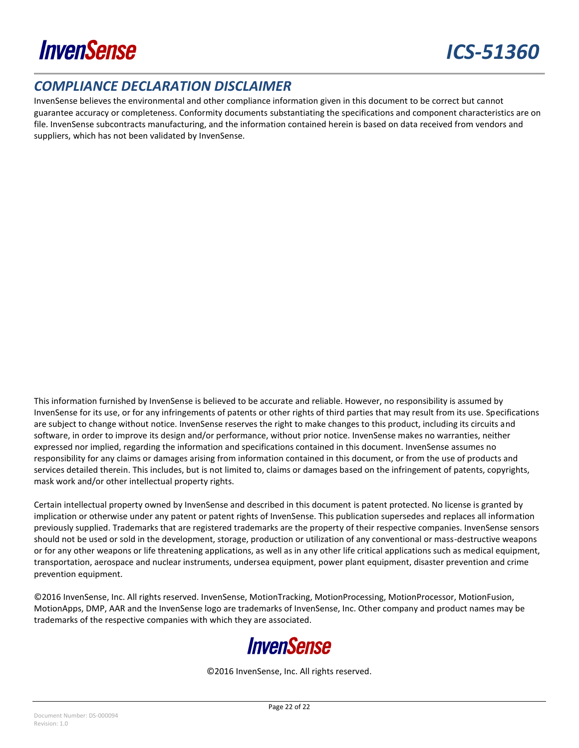## COMPLIANCE DECLARATION DISCLAIMER

InvenSense believes the environmental and other compliance information given in this document to be correct but cannot guarantee accuracy or completeness. Conformity documents substantiating the specifications and component characteristics are on file. InvenSense subcontracts manufacturing, and the information contained herein is based on data received from vendors and suppliers, which has not been validated by InvenSense.

This information furnished by InvenSense is believed to be accurate and reliable. However, no responsibility is assumed by InvenSense for its use, or for any infringements of patents or other rights of third parties that may result from its use. Specifications are subject to change without notice. InvenSense reserves the right to make changes to this product, including its circuits and software, in order to improve its design and/or performance, without prior notice. InvenSense makes no warranties, neither expressed nor implied, regarding the information and specifications contained in this document. InvenSense assumes no responsibility for any claims or damages arising from information contained in this document, or from the use of products and services detailed therein. This includes, but is not limited to, claims or damages based on the infringement of patents, copyrights, mask work and/or other intellectual property rights.

Certain intellectual property owned by InvenSense and described in this document is patent protected. No license is granted by implication or otherwise under any patent or patent rights of InvenSense. This publication supersedes and replaces all information previously supplied. Trademarks that are registered trademarks are the property of their respective companies. InvenSense sensors should not be used or sold in the development, storage, production or utilization of any conventional or mass-destructive weapons or for any other weapons or life threatening applications, as well as in any other life critical applications such as medical equipment, transportation, aerospace and nuclear instruments, undersea equipment, power plant equipment, disaster prevention and crime prevention equipment.

©2016 InvenSense, Inc. All rights reserved. InvenSense, MotionTracking, MotionProcessing, MotionProcessor, MotionFusion, MotionApps, DMP, AAR and the InvenSense logo are trademarks of InvenSense, Inc. Other company and product names may be trademarks of the respective companies with which they are associated.

InvenSense

©2016 InvenSense, Inc. All rights reserved.